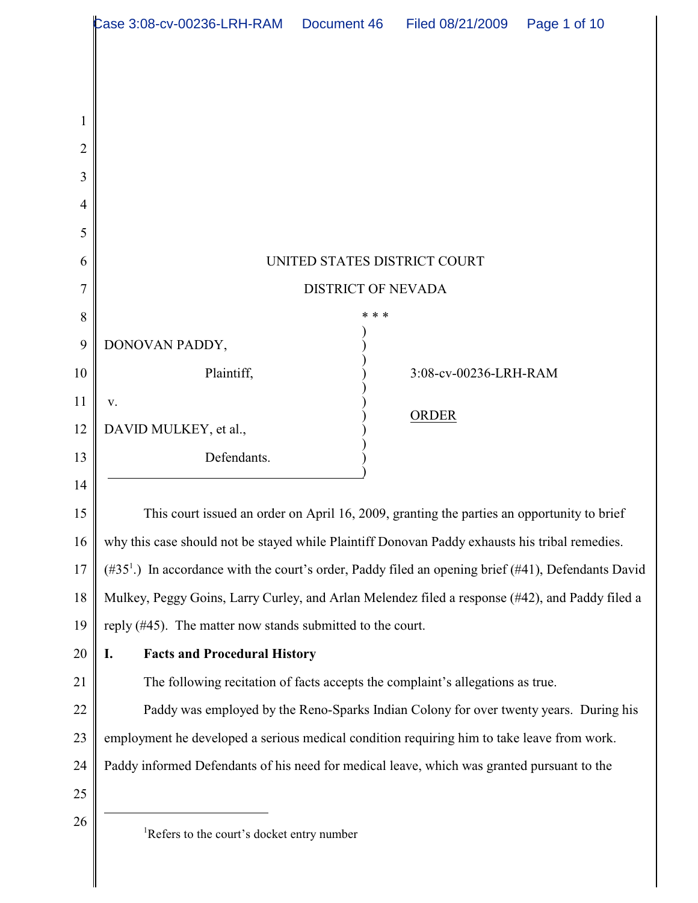UNITED STATES DISTRICT COURT

DISTRICT OF NEVADA

* * *

| | | |
|---|---|---|
| DONOVAN PADDY, | ) | |
| Plaintiff, | ) | 3:08-cv-00236-LRH-RAM |
| v. | ) | ORDER |
| DAVID MULKEY, et al., | ) | |
| Defendants. | ) | |

This court issued an order on April 16, 2009, granting the parties an opportunity to brief why this case should not be stayed while Plaintiff Donovan Paddy exhausts his tribal remedies. (#35[1].) In accordance with the court's order, Paddy filed an opening brief (#41), Defendants David Mulkey, Peggy Goins, Larry Curley, and Arlan Melendez filed a response (#42), and Paddy filed a reply (#45). The matter now stands submitted to the court.

## I. Facts and Procedural History

The following recitation of facts accepts the complaint's allegations as true.

Paddy was employed by the Reno-Sparks Indian Colony for over twenty years. During his employment he developed a serious medical condition requiring him to take leave from work. Paddy informed Defendants of his need for medical leave, which was granted pursuant to the

[1] Refers to the court's docket entry number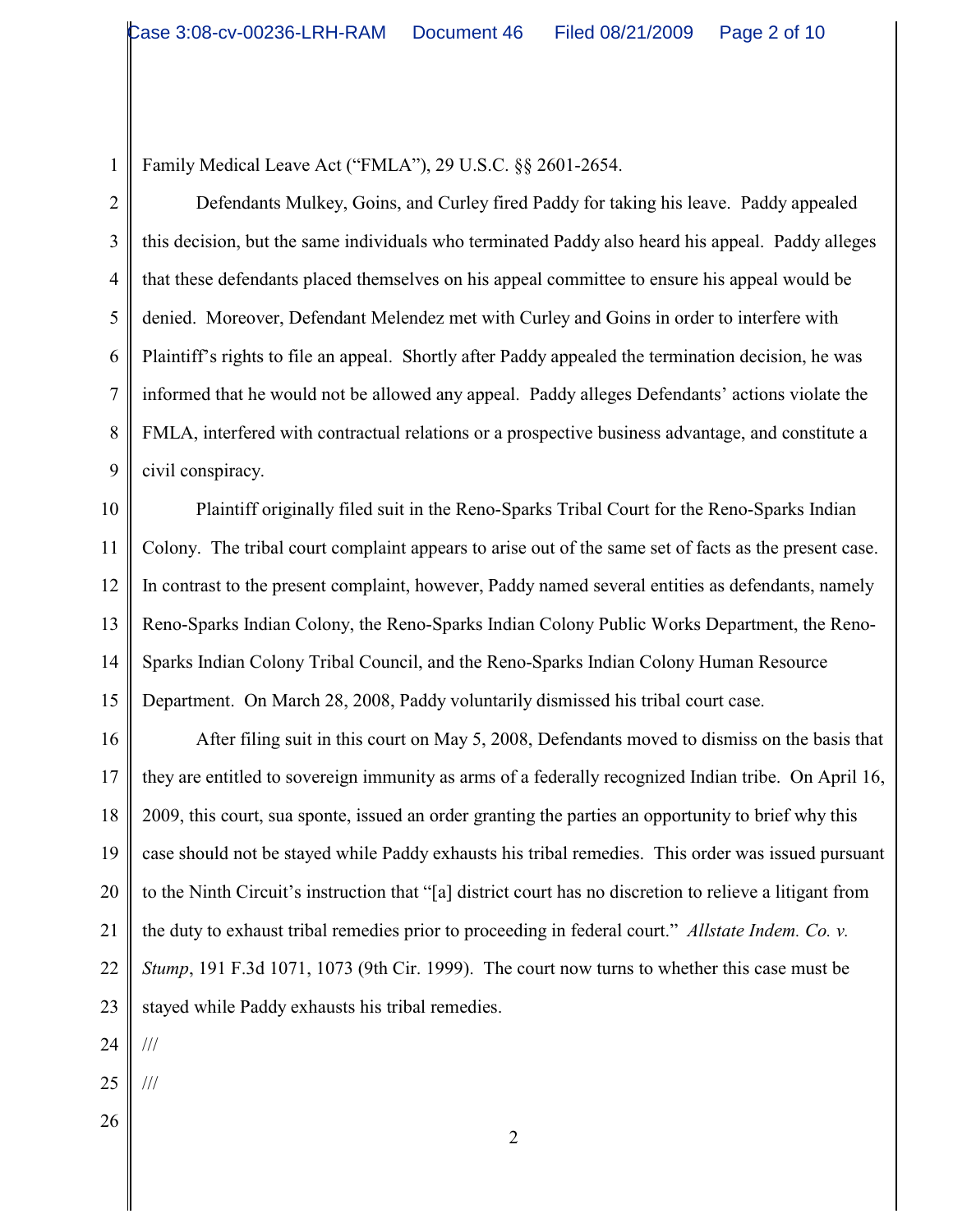Family Medical Leave Act ("FMLA"), 29 U.S.C. §§ 2601-2654.

Defendants Mulkey, Goins, and Curley fired Paddy for taking his leave. Paddy appealed this decision, but the same individuals who terminated Paddy also heard his appeal. Paddy alleges that these defendants placed themselves on his appeal committee to ensure his appeal would be denied. Moreover, Defendant Melendez met with Curley and Goins in order to interfere with Plaintiff's rights to file an appeal. Shortly after Paddy appealed the termination decision, he was informed that he would not be allowed any appeal. Paddy alleges Defendants' actions violate the FMLA, interfered with contractual relations or a prospective business advantage, and constitute a civil conspiracy.

Plaintiff originally filed suit in the Reno-Sparks Tribal Court for the Reno-Sparks Indian Colony. The tribal court complaint appears to arise out of the same set of facts as the present case. In contrast to the present complaint, however, Paddy named several entities as defendants, namely Reno-Sparks Indian Colony, the Reno-Sparks Indian Colony Public Works Department, the Reno-Sparks Indian Colony Tribal Council, and the Reno-Sparks Indian Colony Human Resource Department. On March 28, 2008, Paddy voluntarily dismissed his tribal court case.

After filing suit in this court on May 5, 2008, Defendants moved to dismiss on the basis that they are entitled to sovereign immunity as arms of a federally recognized Indian tribe. On April 16, 2009, this court, sua sponte, issued an order granting the parties an opportunity to brief why this case should not be stayed while Paddy exhausts his tribal remedies. This order was issued pursuant to the Ninth Circuit's instruction that "[a] district court has no discretion to relieve a litigant from the duty to exhaust tribal remedies prior to proceeding in federal court." *Allstate Indem. Co. v. Stump*, 191 F.3d 1071, 1073 (9th Cir. 1999). The court now turns to whether this case must be stayed while Paddy exhausts his tribal remedies.

///

///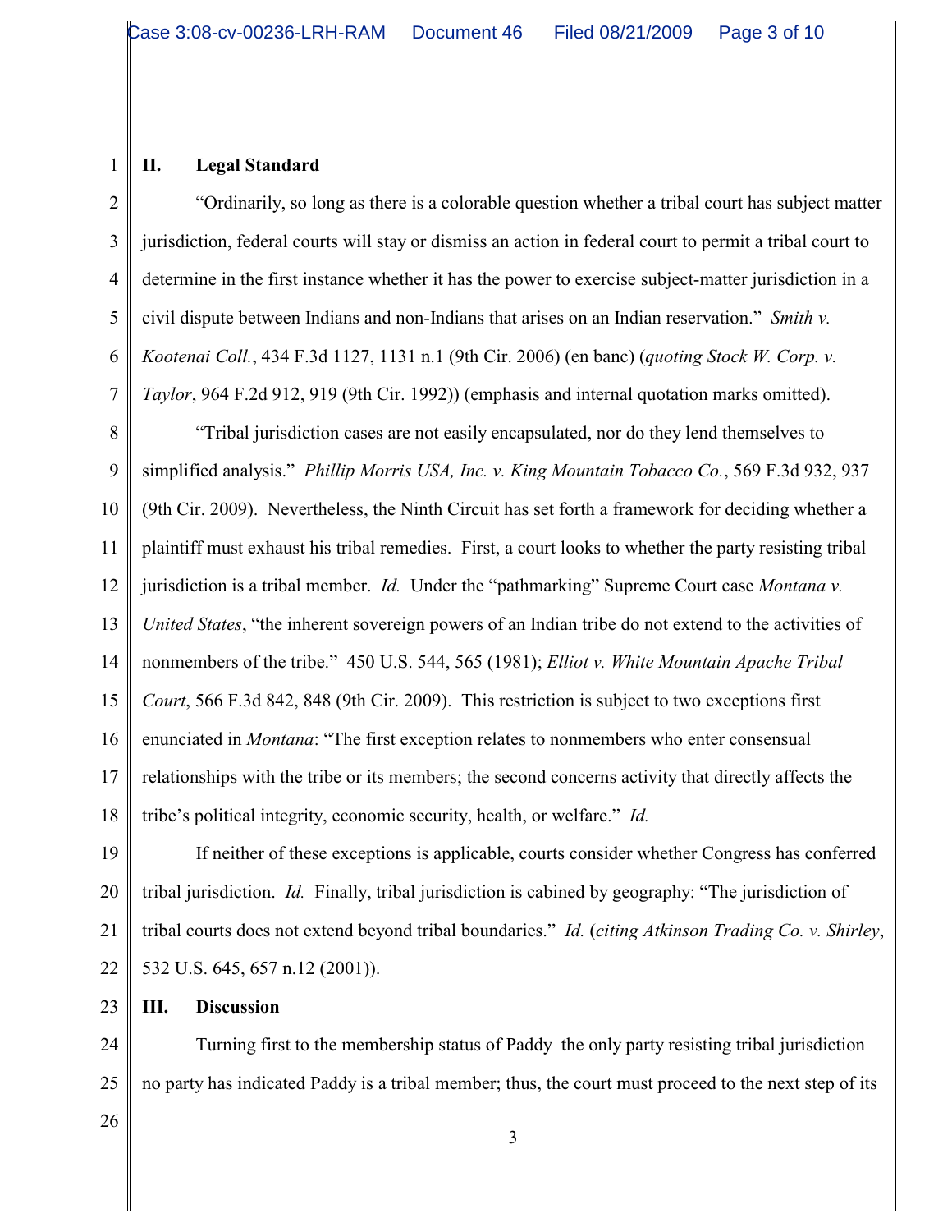## II. Legal Standard

"Ordinarily, so long as there is a colorable question whether a tribal court has subject matter jurisdiction, federal courts will stay or dismiss an action in federal court to permit a tribal court to determine in the first instance whether it has the power to exercise subject-matter jurisdiction in a civil dispute between Indians and non-Indians that arises on an Indian reservation." *Smith v. Kootenai Coll.*, 434 F.3d 1127, 1131 n.1 (9th Cir. 2006) (en banc) (*quoting Stock W. Corp. v. Taylor*, 964 F.2d 912, 919 (9th Cir. 1992)) (emphasis and internal quotation marks omitted).

"Tribal jurisdiction cases are not easily encapsulated, nor do they lend themselves to simplified analysis." *Phillip Morris USA, Inc. v. King Mountain Tobacco Co.*, 569 F.3d 932, 937 (9th Cir. 2009). Nevertheless, the Ninth Circuit has set forth a framework for deciding whether a plaintiff must exhaust his tribal remedies. First, a court looks to whether the party resisting tribal jurisdiction is a tribal member. *Id.* Under the "pathmarking" Supreme Court case *Montana v. United States*, "the inherent sovereign powers of an Indian tribe do not extend to the activities of nonmembers of the tribe." 450 U.S. 544, 565 (1981); *Elliot v. White Mountain Apache Tribal Court*, 566 F.3d 842, 848 (9th Cir. 2009). This restriction is subject to two exceptions first enunciated in *Montana*: "The first exception relates to nonmembers who enter consensual relationships with the tribe or its members; the second concerns activity that directly affects the tribe's political integrity, economic security, health, or welfare." *Id.*

If neither of these exceptions is applicable, courts consider whether Congress has conferred tribal jurisdiction. *Id.* Finally, tribal jurisdiction is cabined by geography: "The jurisdiction of tribal courts does not extend beyond tribal boundaries." *Id.* (*citing Atkinson Trading Co. v. Shirley*, 532 U.S. 645, 657 n.12 (2001)).

## III. Discussion

Turning first to the membership status of Paddy–the only party resisting tribal jurisdiction–no party has indicated Paddy is a tribal member; thus, the court must proceed to the next step of its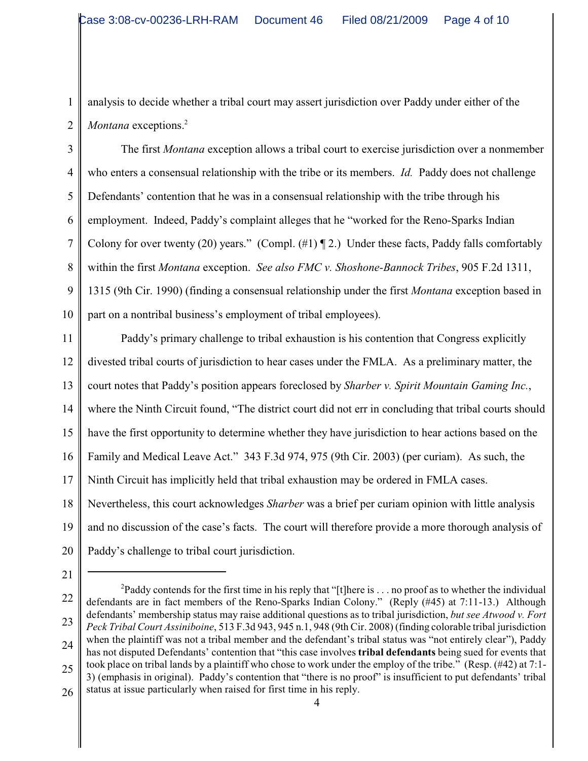analysis to decide whether a tribal court may assert jurisdiction over Paddy under either of the *Montana* exceptions.[2]

The first *Montana* exception allows a tribal court to exercise jurisdiction over a nonmember who enters a consensual relationship with the tribe or its members. *Id.* Paddy does not challenge Defendants' contention that he was in a consensual relationship with the tribe through his employment. Indeed, Paddy's complaint alleges that he "worked for the Reno-Sparks Indian Colony for over twenty (20) years." (Compl. (#1) ¶ 2.) Under these facts, Paddy falls comfortably within the first *Montana* exception. *See also FMC v. Shoshone-Bannock Tribes*, 905 F.2d 1311, 1315 (9th Cir. 1990) (finding a consensual relationship under the first *Montana* exception based in part on a nontribal business's employment of tribal employees).

Paddy's primary challenge to tribal exhaustion is his contention that Congress explicitly divested tribal courts of jurisdiction to hear cases under the FMLA. As a preliminary matter, the court notes that Paddy's position appears foreclosed by *Sharber v. Spirit Mountain Gaming Inc.*, where the Ninth Circuit found, "The district court did not err in concluding that tribal courts should have the first opportunity to determine whether they have jurisdiction to hear actions based on the Family and Medical Leave Act." 343 F.3d 974, 975 (9th Cir. 2003) (per curiam). As such, the Ninth Circuit has implicitly held that tribal exhaustion may be ordered in FMLA cases. Nevertheless, this court acknowledges *Sharber* was a brief per curiam opinion with little analysis and no discussion of the case's facts. The court will therefore provide a more thorough analysis of Paddy's challenge to tribal court jurisdiction.

---

[2] Paddy contends for the first time in his reply that "[t]here is . . . no proof as to whether the individual defendants are in fact members of the Reno-Sparks Indian Colony." (Reply (#45) at 7:11-13.) Although defendants' membership status may raise additional questions as to tribal jurisdiction, *but see Atwood v. Fort Peck Tribal Court Assiniboine*, 513 F.3d 943, 945 n.1, 948 (9th Cir. 2008) (finding colorable tribal jurisdiction when the plaintiff was not a tribal member and the defendant's tribal status was "not entirely clear"), Paddy has not disputed Defendants' contention that "this case involves **tribal defendants** being sued for events that took place on tribal lands by a plaintiff who chose to work under the employ of the tribe." (Resp. (#42) at 7:1-3) (emphasis in original). Paddy's contention that "there is no proof" is insufficient to put defendants' tribal status at issue particularly when raised for first time in his reply.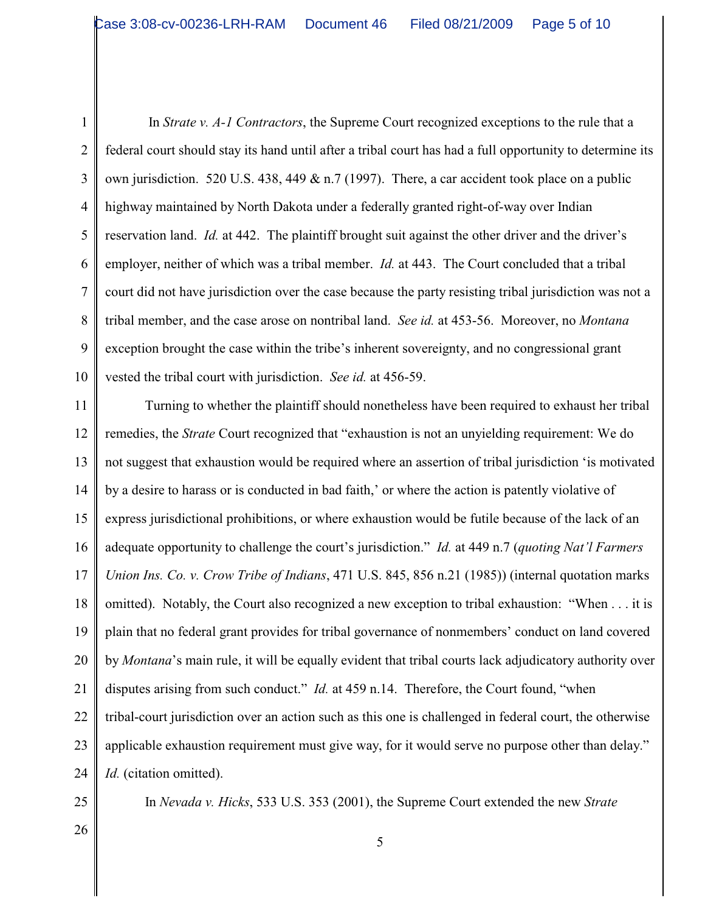In *Strate v. A-1 Contractors*, the Supreme Court recognized exceptions to the rule that a federal court should stay its hand until after a tribal court has had a full opportunity to determine its own jurisdiction. 520 U.S. 438, 449 & n.7 (1997). There, a car accident took place on a public highway maintained by North Dakota under a federally granted right-of-way over Indian reservation land. *Id.* at 442. The plaintiff brought suit against the other driver and the driver's employer, neither of which was a tribal member. *Id.* at 443. The Court concluded that a tribal court did not have jurisdiction over the case because the party resisting tribal jurisdiction was not a tribal member, and the case arose on nontribal land. *See id.* at 453-56. Moreover, no *Montana* exception brought the case within the tribe's inherent sovereignty, and no congressional grant vested the tribal court with jurisdiction. *See id.* at 456-59.

Turning to whether the plaintiff should nonetheless have been required to exhaust her tribal remedies, the *Strate* Court recognized that "exhaustion is not an unyielding requirement: We do not suggest that exhaustion would be required where an assertion of tribal jurisdiction 'is motivated by a desire to harass or is conducted in bad faith,' or where the action is patently violative of express jurisdictional prohibitions, or where exhaustion would be futile because of the lack of an adequate opportunity to challenge the court's jurisdiction." *Id.* at 449 n.7 (*quoting Nat'l Farmers Union Ins. Co. v. Crow Tribe of Indians*, 471 U.S. 845, 856 n.21 (1985)) (internal quotation marks omitted). Notably, the Court also recognized a new exception to tribal exhaustion: "When . . . it is plain that no federal grant provides for tribal governance of nonmembers' conduct on land covered by *Montana*'s main rule, it will be equally evident that tribal courts lack adjudicatory authority over disputes arising from such conduct." *Id.* at 459 n.14. Therefore, the Court found, "when tribal-court jurisdiction over an action such as this one is challenged in federal court, the otherwise applicable exhaustion requirement must give way, for it would serve no purpose other than delay." *Id.* (citation omitted).

In *Nevada v. Hicks*, 533 U.S. 353 (2001), the Supreme Court extended the new *Strate*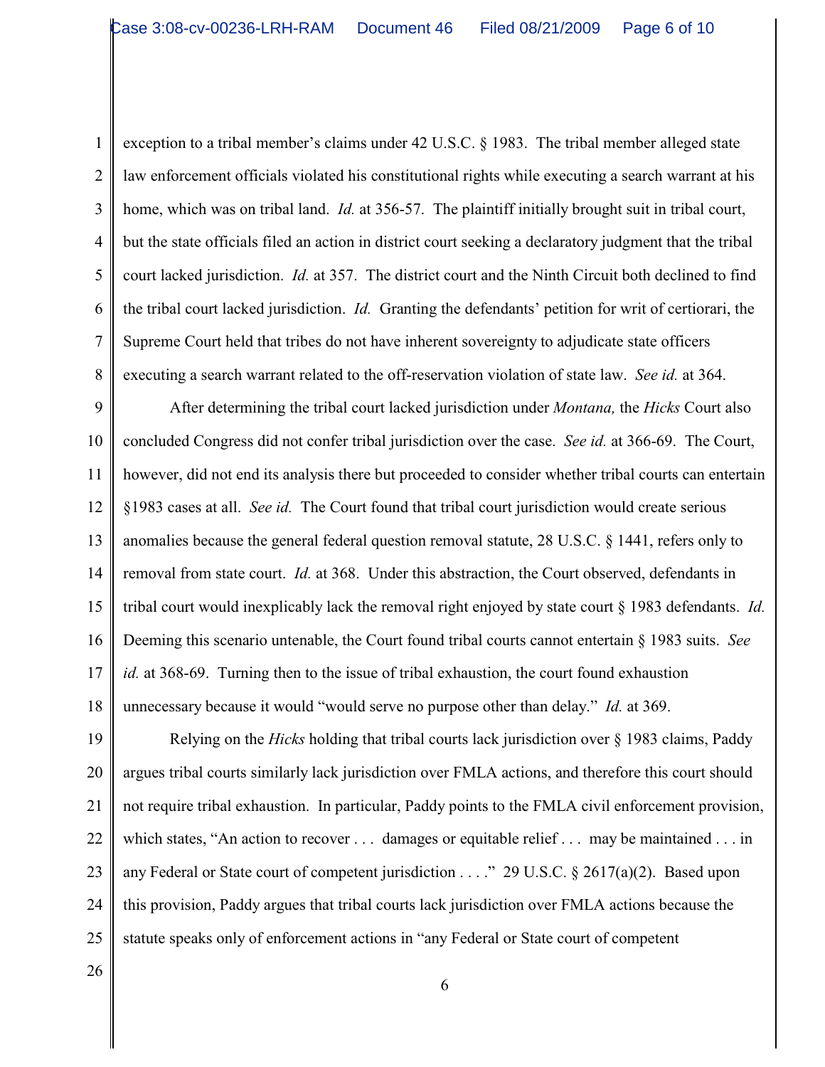exception to a tribal member's claims under 42 U.S.C. § 1983. The tribal member alleged state law enforcement officials violated his constitutional rights while executing a search warrant at his home, which was on tribal land. *Id.* at 356-57. The plaintiff initially brought suit in tribal court, but the state officials filed an action in district court seeking a declaratory judgment that the tribal court lacked jurisdiction. *Id.* at 357. The district court and the Ninth Circuit both declined to find the tribal court lacked jurisdiction. *Id.* Granting the defendants' petition for writ of certiorari, the Supreme Court held that tribes do not have inherent sovereignty to adjudicate state officers executing a search warrant related to the off-reservation violation of state law. *See id.* at 364.

After determining the tribal court lacked jurisdiction under *Montana,* the *Hicks* Court also concluded Congress did not confer tribal jurisdiction over the case. *See id.* at 366-69. The Court, however, did not end its analysis there but proceeded to consider whether tribal courts can entertain §1983 cases at all. *See id.* The Court found that tribal court jurisdiction would create serious anomalies because the general federal question removal statute, 28 U.S.C. § 1441, refers only to removal from state court. *Id.* at 368. Under this abstraction, the Court observed, defendants in tribal court would inexplicably lack the removal right enjoyed by state court § 1983 defendants. *Id.* Deeming this scenario untenable, the Court found tribal courts cannot entertain § 1983 suits. *See id.* at 368-69. Turning then to the issue of tribal exhaustion, the court found exhaustion unnecessary because it would "would serve no purpose other than delay." *Id.* at 369.

Relying on the *Hicks* holding that tribal courts lack jurisdiction over § 1983 claims, Paddy argues tribal courts similarly lack jurisdiction over FMLA actions, and therefore this court should not require tribal exhaustion. In particular, Paddy points to the FMLA civil enforcement provision, which states, "An action to recover . . . damages or equitable relief . . . may be maintained . . . in any Federal or State court of competent jurisdiction . . . ." 29 U.S.C. § 2617(a)(2). Based upon this provision, Paddy argues that tribal courts lack jurisdiction over FMLA actions because the statute speaks only of enforcement actions in "any Federal or State court of competent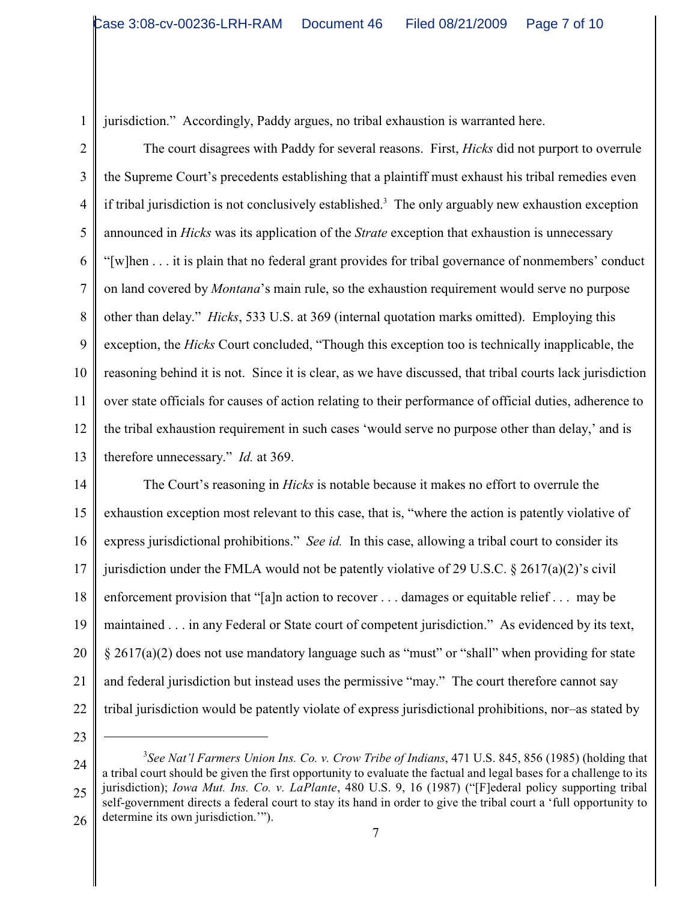jurisdiction." Accordingly, Paddy argues, no tribal exhaustion is warranted here.

The court disagrees with Paddy for several reasons. First, *Hicks* did not purport to overrule the Supreme Court's precedents establishing that a plaintiff must exhaust his tribal remedies even if tribal jurisdiction is not conclusively established.[3] The only arguably new exhaustion exception announced in *Hicks* was its application of the *Strate* exception that exhaustion is unnecessary "[w]hen . . . it is plain that no federal grant provides for tribal governance of nonmembers' conduct on land covered by *Montana*'s main rule, so the exhaustion requirement would serve no purpose other than delay." *Hicks*, 533 U.S. at 369 (internal quotation marks omitted). Employing this exception, the *Hicks* Court concluded, "Though this exception too is technically inapplicable, the reasoning behind it is not. Since it is clear, as we have discussed, that tribal courts lack jurisdiction over state officials for causes of action relating to their performance of official duties, adherence to the tribal exhaustion requirement in such cases 'would serve no purpose other than delay,' and is therefore unnecessary." *Id.* at 369.

The Court's reasoning in *Hicks* is notable because it makes no effort to overrule the exhaustion exception most relevant to this case, that is, "where the action is patently violative of express jurisdictional prohibitions." *See id.* In this case, allowing a tribal court to consider its jurisdiction under the FMLA would not be patently violative of 29 U.S.C. § 2617(a)(2)'s civil enforcement provision that "[a]n action to recover . . . damages or equitable relief . . . may be maintained . . . in any Federal or State court of competent jurisdiction." As evidenced by its text, § 2617(a)(2) does not use mandatory language such as "must" or "shall" when providing for state and federal jurisdiction but instead uses the permissive "may." The court therefore cannot say tribal jurisdiction would be patently violate of express jurisdictional prohibitions, nor–as stated by

---

[3] *See Nat'l Farmers Union Ins. Co. v. Crow Tribe of Indians*, 471 U.S. 845, 856 (1985) (holding that a tribal court should be given the first opportunity to evaluate the factual and legal bases for a challenge to its jurisdiction); *Iowa Mut. Ins. Co. v. LaPlante*, 480 U.S. 9, 16 (1987) ("[F]ederal policy supporting tribal self-government directs a federal court to stay its hand in order to give the tribal court a 'full opportunity to determine its own jurisdiction.'").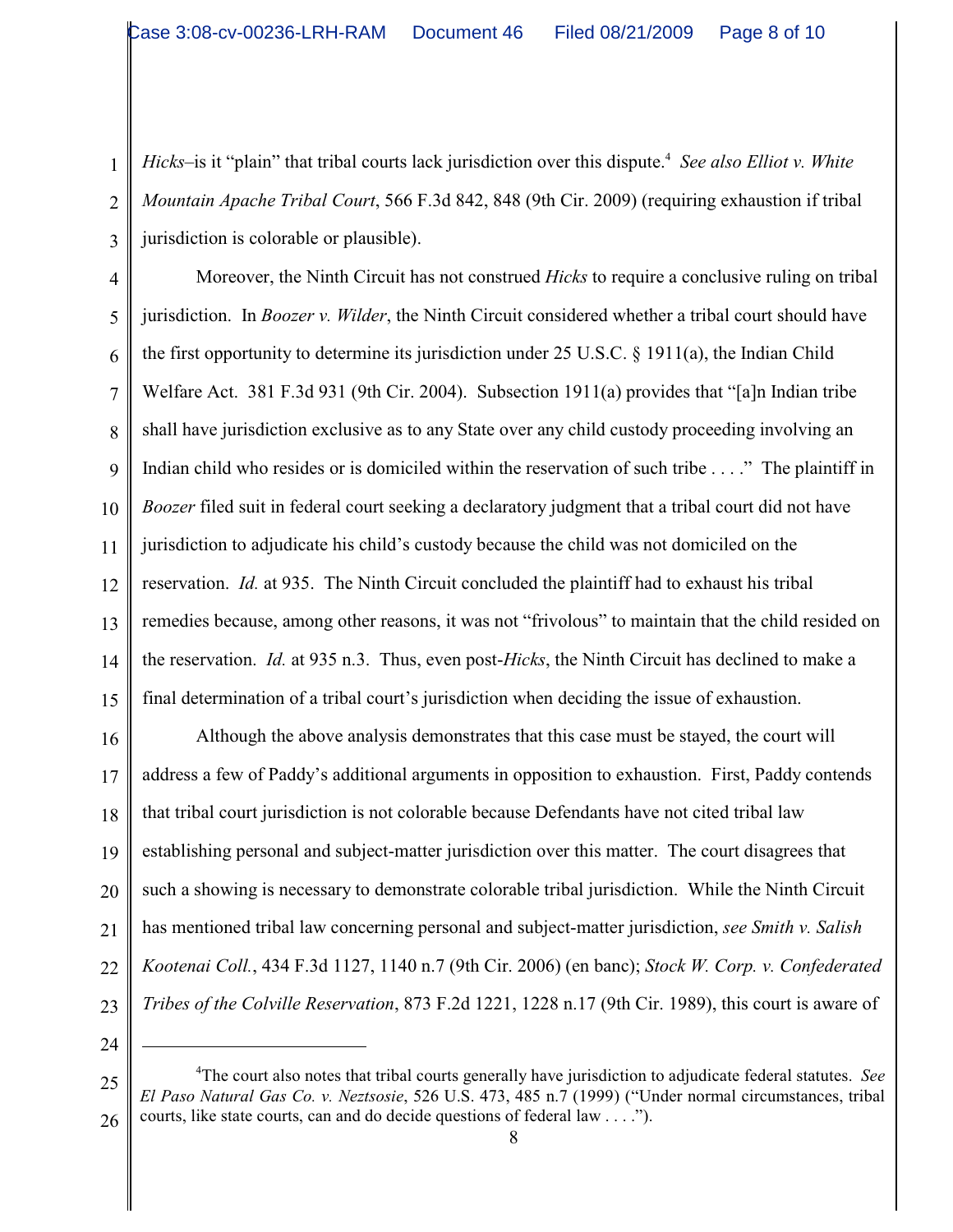*Hicks*–is it "plain" that tribal courts lack jurisdiction over this dispute.[4] *See also Elliot v. White Mountain Apache Tribal Court*, 566 F.3d 842, 848 (9th Cir. 2009) (requiring exhaustion if tribal jurisdiction is colorable or plausible).

Moreover, the Ninth Circuit has not construed *Hicks* to require a conclusive ruling on tribal jurisdiction. In *Boozer v. Wilder*, the Ninth Circuit considered whether a tribal court should have the first opportunity to determine its jurisdiction under 25 U.S.C. § 1911(a), the Indian Child Welfare Act. 381 F.3d 931 (9th Cir. 2004). Subsection 1911(a) provides that "[a]n Indian tribe shall have jurisdiction exclusive as to any State over any child custody proceeding involving an Indian child who resides or is domiciled within the reservation of such tribe . . . ." The plaintiff in *Boozer* filed suit in federal court seeking a declaratory judgment that a tribal court did not have jurisdiction to adjudicate his child's custody because the child was not domiciled on the reservation. *Id.* at 935. The Ninth Circuit concluded the plaintiff had to exhaust his tribal remedies because, among other reasons, it was not "frivolous" to maintain that the child resided on the reservation. *Id.* at 935 n.3. Thus, even post-*Hicks*, the Ninth Circuit has declined to make a final determination of a tribal court's jurisdiction when deciding the issue of exhaustion.

Although the above analysis demonstrates that this case must be stayed, the court will address a few of Paddy's additional arguments in opposition to exhaustion. First, Paddy contends that tribal court jurisdiction is not colorable because Defendants have not cited tribal law establishing personal and subject-matter jurisdiction over this matter. The court disagrees that such a showing is necessary to demonstrate colorable tribal jurisdiction. While the Ninth Circuit has mentioned tribal law concerning personal and subject-matter jurisdiction, *see Smith v. Salish Kootenai Coll.*, 434 F.3d 1127, 1140 n.7 (9th Cir. 2006) (en banc); *Stock W. Corp. v. Confederated Tribes of the Colville Reservation*, 873 F.2d 1221, 1228 n.17 (9th Cir. 1989), this court is aware of

---

[4] The court also notes that tribal courts generally have jurisdiction to adjudicate federal statutes. *See El Paso Natural Gas Co. v. Neztsosie*, 526 U.S. 473, 485 n.7 (1999) ("Under normal circumstances, tribal courts, like state courts, can and do decide questions of federal law . . . .").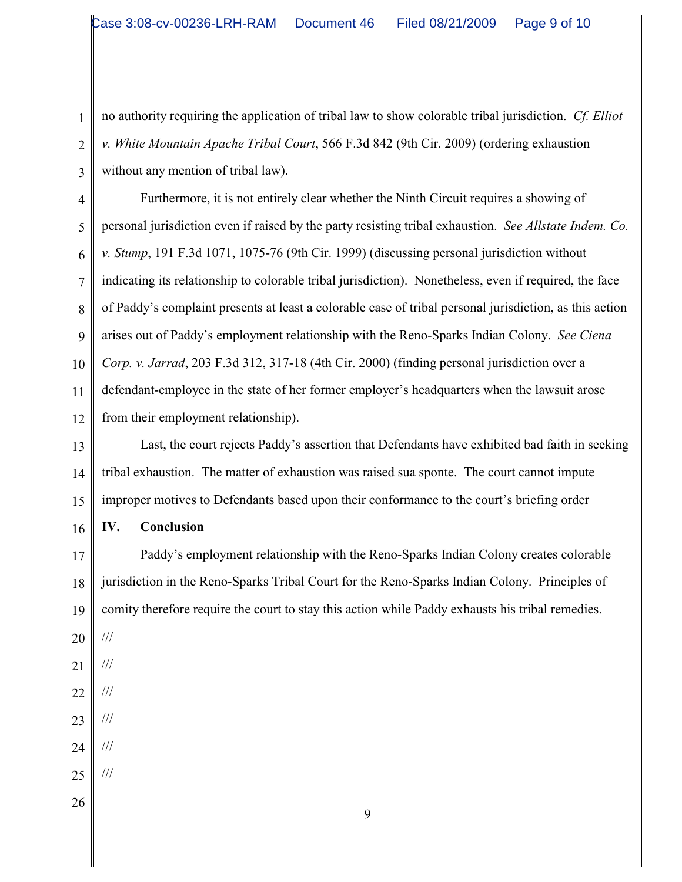no authority requiring the application of tribal law to show colorable tribal jurisdiction. *Cf. Elliot v. White Mountain Apache Tribal Court*, 566 F.3d 842 (9th Cir. 2009) (ordering exhaustion without any mention of tribal law).

Furthermore, it is not entirely clear whether the Ninth Circuit requires a showing of personal jurisdiction even if raised by the party resisting tribal exhaustion. *See Allstate Indem. Co. v. Stump*, 191 F.3d 1071, 1075-76 (9th Cir. 1999) (discussing personal jurisdiction without indicating its relationship to colorable tribal jurisdiction). Nonetheless, even if required, the face of Paddy's complaint presents at least a colorable case of tribal personal jurisdiction, as this action arises out of Paddy's employment relationship with the Reno-Sparks Indian Colony. *See Ciena Corp. v. Jarrad*, 203 F.3d 312, 317-18 (4th Cir. 2000) (finding personal jurisdiction over a defendant-employee in the state of her former employer's headquarters when the lawsuit arose from their employment relationship).

Last, the court rejects Paddy's assertion that Defendants have exhibited bad faith in seeking tribal exhaustion. The matter of exhaustion was raised sua sponte. The court cannot impute improper motives to Defendants based upon their conformance to the court's briefing order

**IV. Conclusion**

Paddy's employment relationship with the Reno-Sparks Indian Colony creates colorable jurisdiction in the Reno-Sparks Tribal Court for the Reno-Sparks Indian Colony. Principles of comity therefore require the court to stay this action while Paddy exhausts his tribal remedies.

///

///

///

///

///

///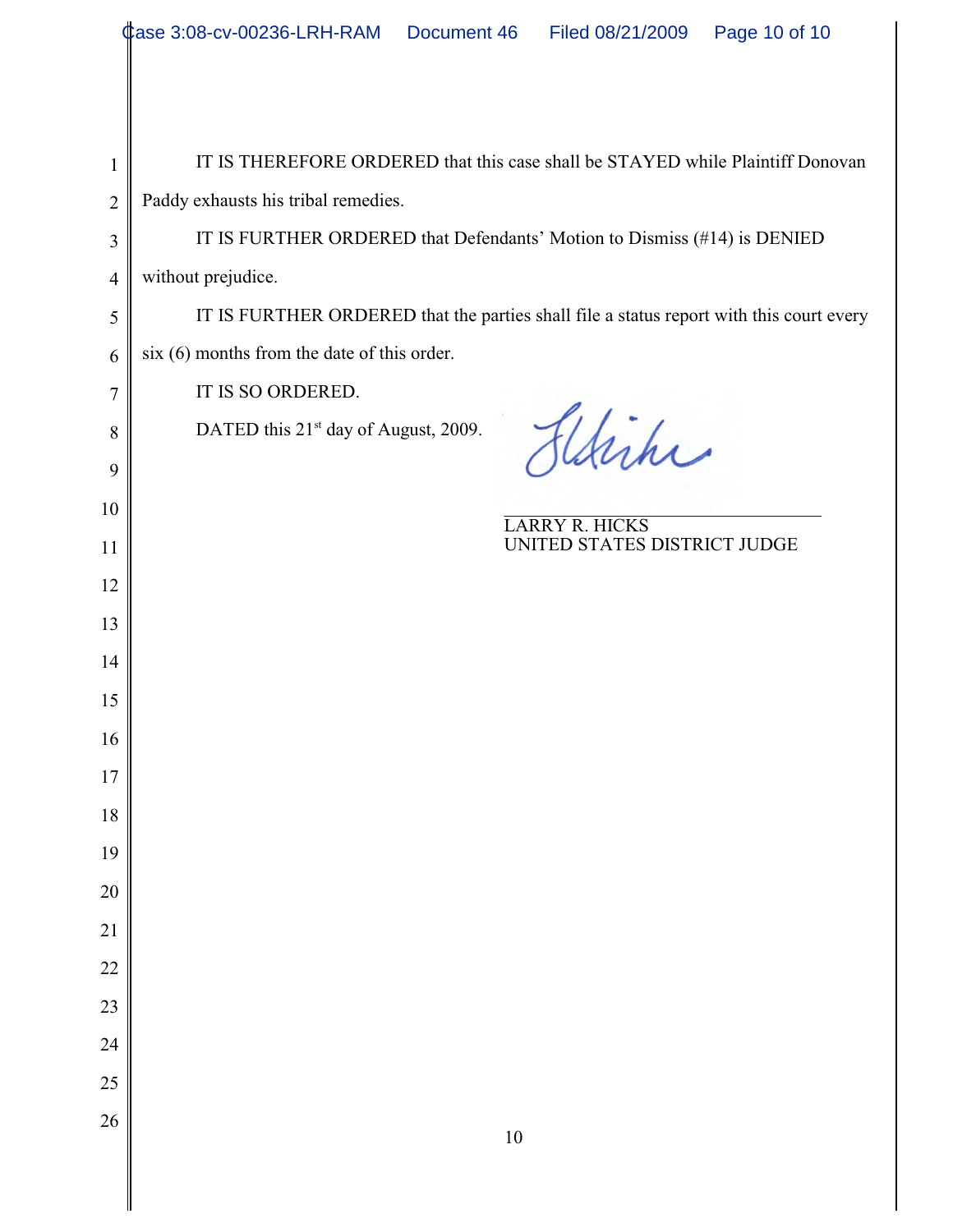IT IS THEREFORE ORDERED that this case shall be STAYED while Plaintiff Donovan Paddy exhausts his tribal remedies.

IT IS FURTHER ORDERED that Defendants' Motion to Dismiss (#14) is DENIED without prejudice.

IT IS FURTHER ORDERED that the parties shall file a status report with this court every six (6) months from the date of this order.

IT IS SO ORDERED.

DATED this 21st day of August, 2009.

LARRY R. HICKS
UNITED STATES DISTRICT JUDGE